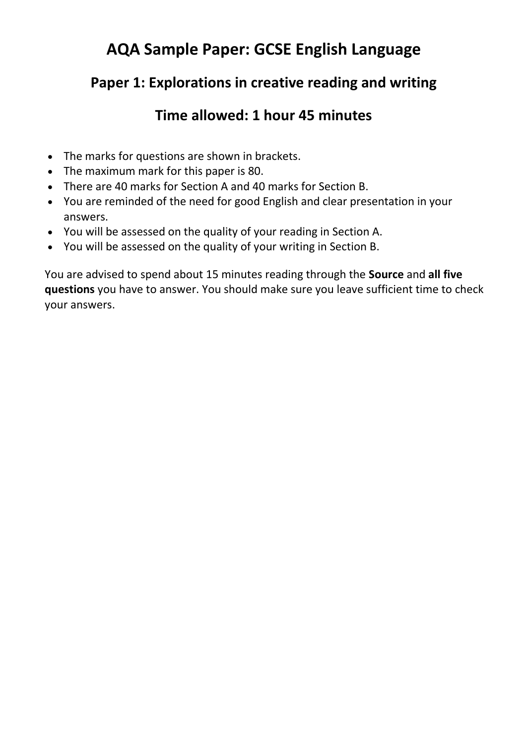# AQA Sample Paper: GCSE English Language

## Paper 1: Explorations in creative reading and writing

## Time allowed: 1 hour 45 minutes

- The marks for questions are shown in brackets.
- The maximum mark for this paper is 80.
- There are 40 marks for Section A and 40 marks for Section B.
- You are reminded of the need for good English and clear presentation in your answers.
- You will be assessed on the quality of your reading in Section A.
- You will be assessed on the quality of your writing in Section B.

You are advised to spend about 15 minutes reading through the **Source** and **all five questions** you have to answer. You should make sure you leave sufficient time to check your answers.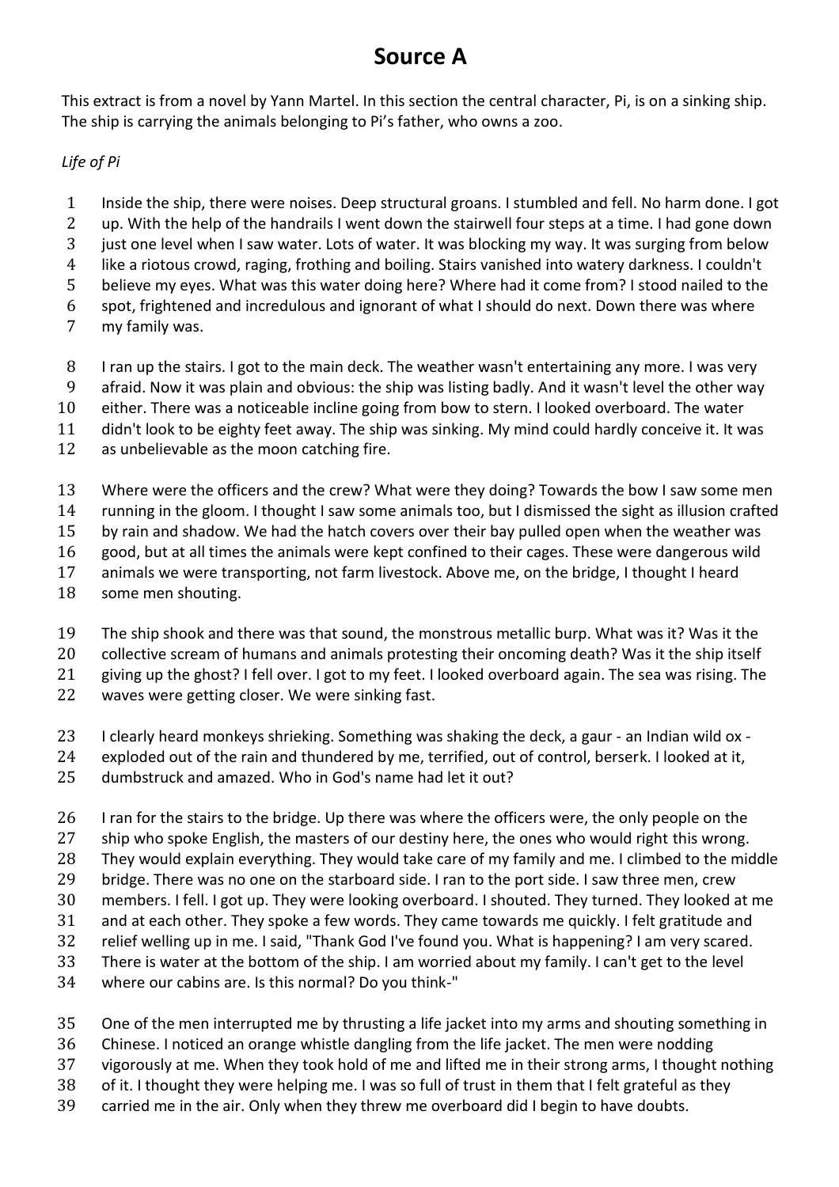# Source A

This extract is from a novel by Yann Martel. In this section the central character, Pi, is on a sinking ship. The ship is carrying the animals belonging to Pi's father, who owns a zoo.

*Life of Pi*

1 Inside the ship, there were noises. Deep structural groans. I stumbled and fell. No harm done. I got
2 up. With the help of the handrails I went down the stairwell four steps at a time. I had gone down
3 just one level when I saw water. Lots of water. It was blocking my way. It was surging from below
4 like a riotous crowd, raging, frothing and boiling. Stairs vanished into watery darkness. I couldn't
5 believe my eyes. What was this water doing here? Where had it come from? I stood nailed to the
6 spot, frightened and incredulous and ignorant of what I should do next. Down there was where
7 my family was.

8 I ran up the stairs. I got to the main deck. The weather wasn't entertaining any more. I was very
9 afraid. Now it was plain and obvious: the ship was listing badly. And it wasn't level the other way
10 either. There was a noticeable incline going from bow to stern. I looked overboard. The water
11 didn't look to be eighty feet away. The ship was sinking. My mind could hardly conceive it. It was
12 as unbelievable as the moon catching fire.

13 Where were the officers and the crew? What were they doing? Towards the bow I saw some men
14 running in the gloom. I thought I saw some animals too, but I dismissed the sight as illusion crafted
15 by rain and shadow. We had the hatch covers over their bay pulled open when the weather was
16 good, but at all times the animals were kept confined to their cages. These were dangerous wild
17 animals we were transporting, not farm livestock. Above me, on the bridge, I thought I heard
18 some men shouting.

19 The ship shook and there was that sound, the monstrous metallic burp. What was it? Was it the
20 collective scream of humans and animals protesting their oncoming death? Was it the ship itself
21 giving up the ghost? I fell over. I got to my feet. I looked overboard again. The sea was rising. The
22 waves were getting closer. We were sinking fast.

23 I clearly heard monkeys shrieking. Something was shaking the deck, a gaur - an Indian wild ox -
24 exploded out of the rain and thundered by me, terrified, out of control, berserk. I looked at it,
25 dumbstruck and amazed. Who in God's name had let it out?

26 I ran for the stairs to the bridge. Up there was where the officers were, the only people on the
27 ship who spoke English, the masters of our destiny here, the ones who would right this wrong.
28 They would explain everything. They would take care of my family and me. I climbed to the middle
29 bridge. There was no one on the starboard side. I ran to the port side. I saw three men, crew
30 members. I fell. I got up. They were looking overboard. I shouted. They turned. They looked at me
31 and at each other. They spoke a few words. They came towards me quickly. I felt gratitude and
32 relief welling up in me. I said, "Thank God I've found you. What is happening? I am very scared.
33 There is water at the bottom of the ship. I am worried about my family. I can't get to the level
34 where our cabins are. Is this normal? Do you think-"

35 One of the men interrupted me by thrusting a life jacket into my arms and shouting something in
36 Chinese. I noticed an orange whistle dangling from the life jacket. The men were nodding
37 vigorously at me. When they took hold of me and lifted me in their strong arms, I thought nothing
38 of it. I thought they were helping me. I was so full of trust in them that I felt grateful as they
39 carried me in the air. Only when they threw me overboard did I begin to have doubts.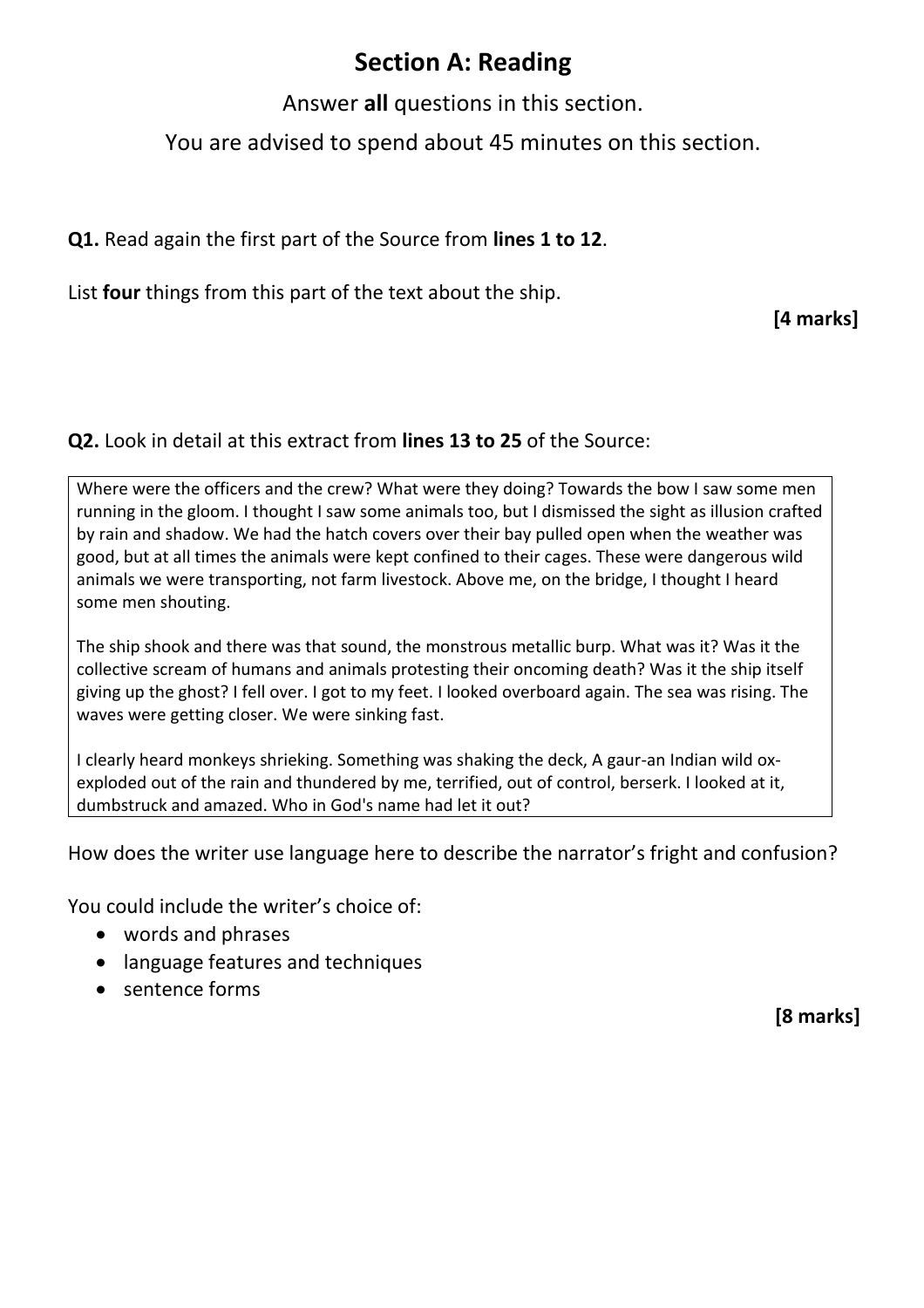# Section A: Reading

Answer **all** questions in this section.

You are advised to spend about 45 minutes on this section.

**Q1.** Read again the first part of the Source from **lines 1 to 12**.

List **four** things from this part of the text about the ship.

**[4 marks]**

**Q2.** Look in detail at this extract from **lines 13 to 25** of the Source:

> Where were the officers and the crew? What were they doing? Towards the bow I saw some men running in the gloom. I thought I saw some animals too, but I dismissed the sight as illusion crafted by rain and shadow. We had the hatch covers over their bay pulled open when the weather was good, but at all times the animals were kept confined to their cages. These were dangerous wild animals we were transporting, not farm livestock. Above me, on the bridge, I thought I heard some men shouting.
>
> The ship shook and there was that sound, the monstrous metallic burp. What was it? Was it the collective scream of humans and animals protesting their oncoming death? Was it the ship itself giving up the ghost? I fell over. I got to my feet. I looked overboard again. The sea was rising. The waves were getting closer. We were sinking fast.
>
> I clearly heard monkeys shrieking. Something was shaking the deck, A gaur-an Indian wild ox-exploded out of the rain and thundered by me, terrified, out of control, berserk. I looked at it, dumbstruck and amazed. Who in God's name had let it out?

How does the writer use language here to describe the narrator's fright and confusion?

You could include the writer's choice of:

- words and phrases
- language features and techniques
- sentence forms

**[8 marks]**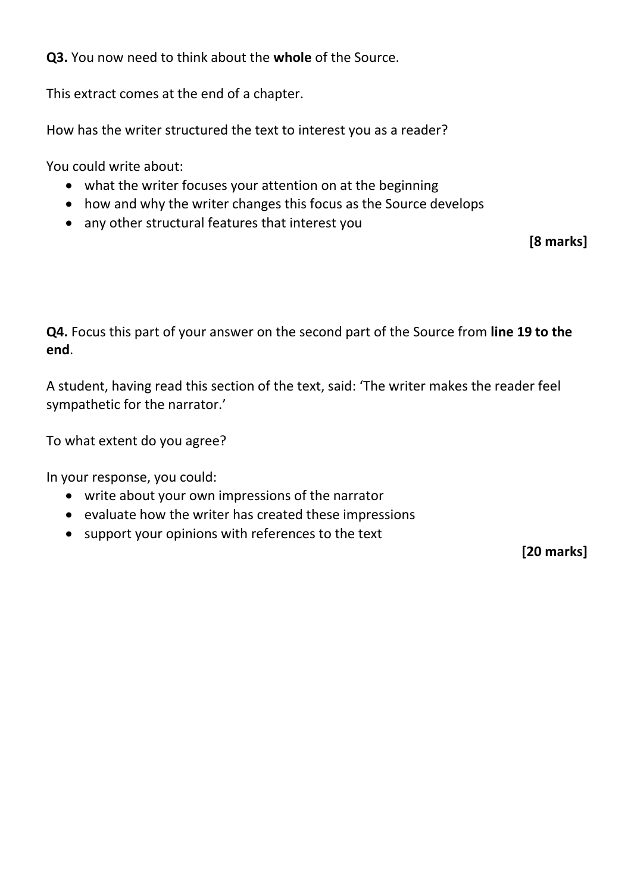**Q3.** You now need to think about the **whole** of the Source.

This extract comes at the end of a chapter.

How has the writer structured the text to interest you as a reader?

You could write about:

- what the writer focuses your attention on at the beginning
- how and why the writer changes this focus as the Source develops
- any other structural features that interest you

**[8 marks]**

**Q4.** Focus this part of your answer on the second part of the Source from **line 19 to the end**.

A student, having read this section of the text, said: 'The writer makes the reader feel sympathetic for the narrator.'

To what extent do you agree?

In your response, you could:

- write about your own impressions of the narrator
- evaluate how the writer has created these impressions
- support your opinions with references to the text

**[20 marks]**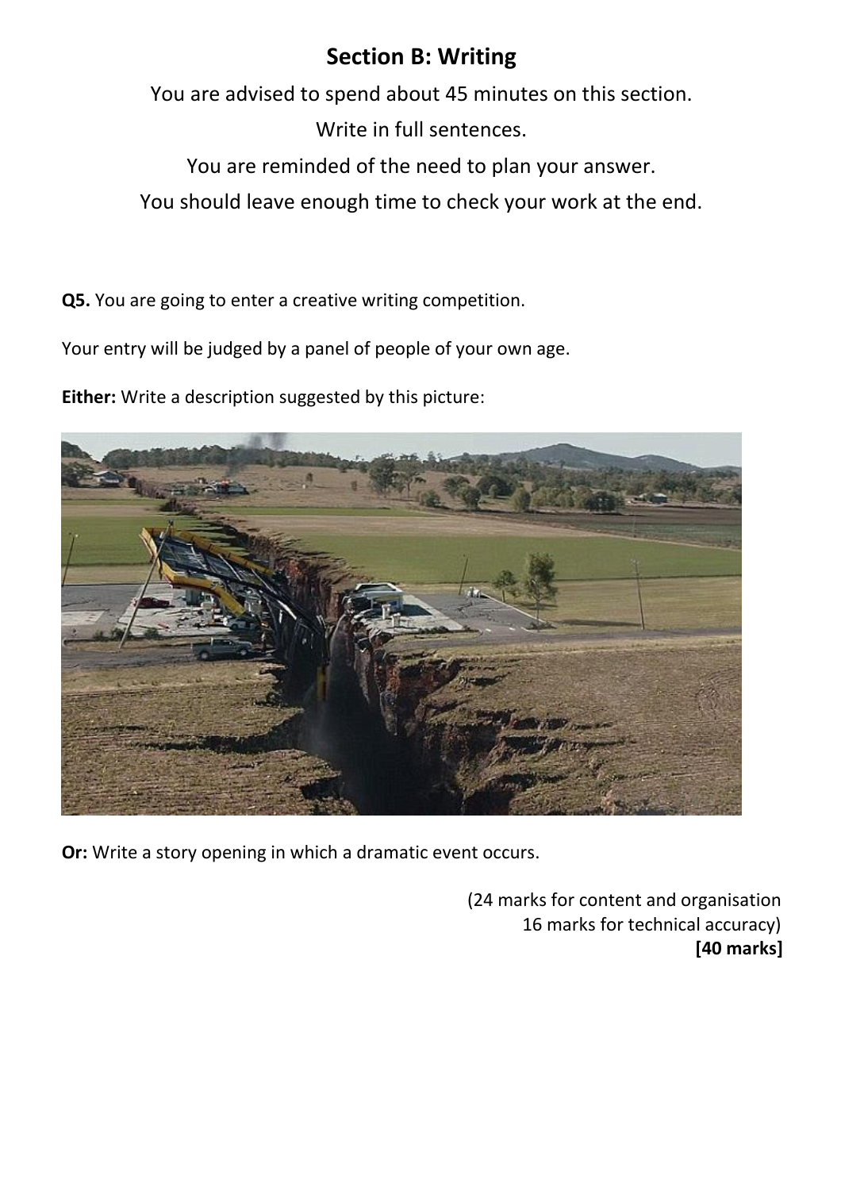## Section B: Writing

You are advised to spend about 45 minutes on this section.

Write in full sentences.

You are reminded of the need to plan your answer.

You should leave enough time to check your work at the end.

**Q5.** You are going to enter a creative writing competition.

Your entry will be judged by a panel of people of your own age.

**Either:** Write a description suggested by this picture:

**Or:** Write a story opening in which a dramatic event occurs.

(24 marks for content and organisation
16 marks for technical accuracy)
**[40 marks]**